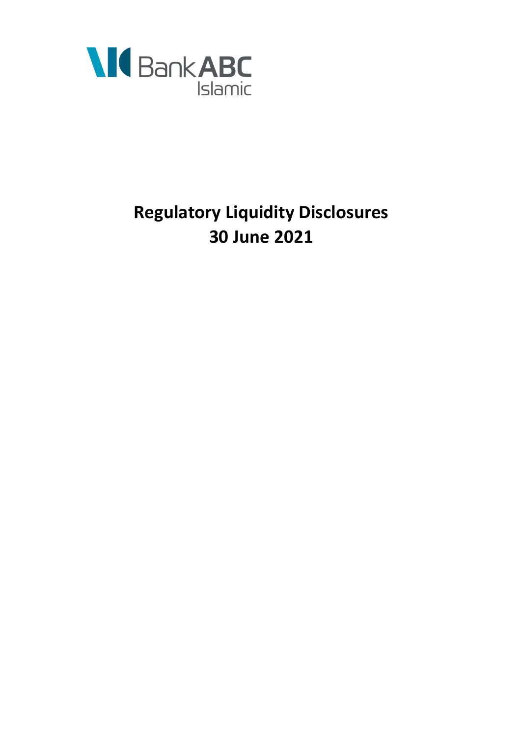Bank ABC Islamic

# Regulatory Liquidity Disclosures
# 30 June 2021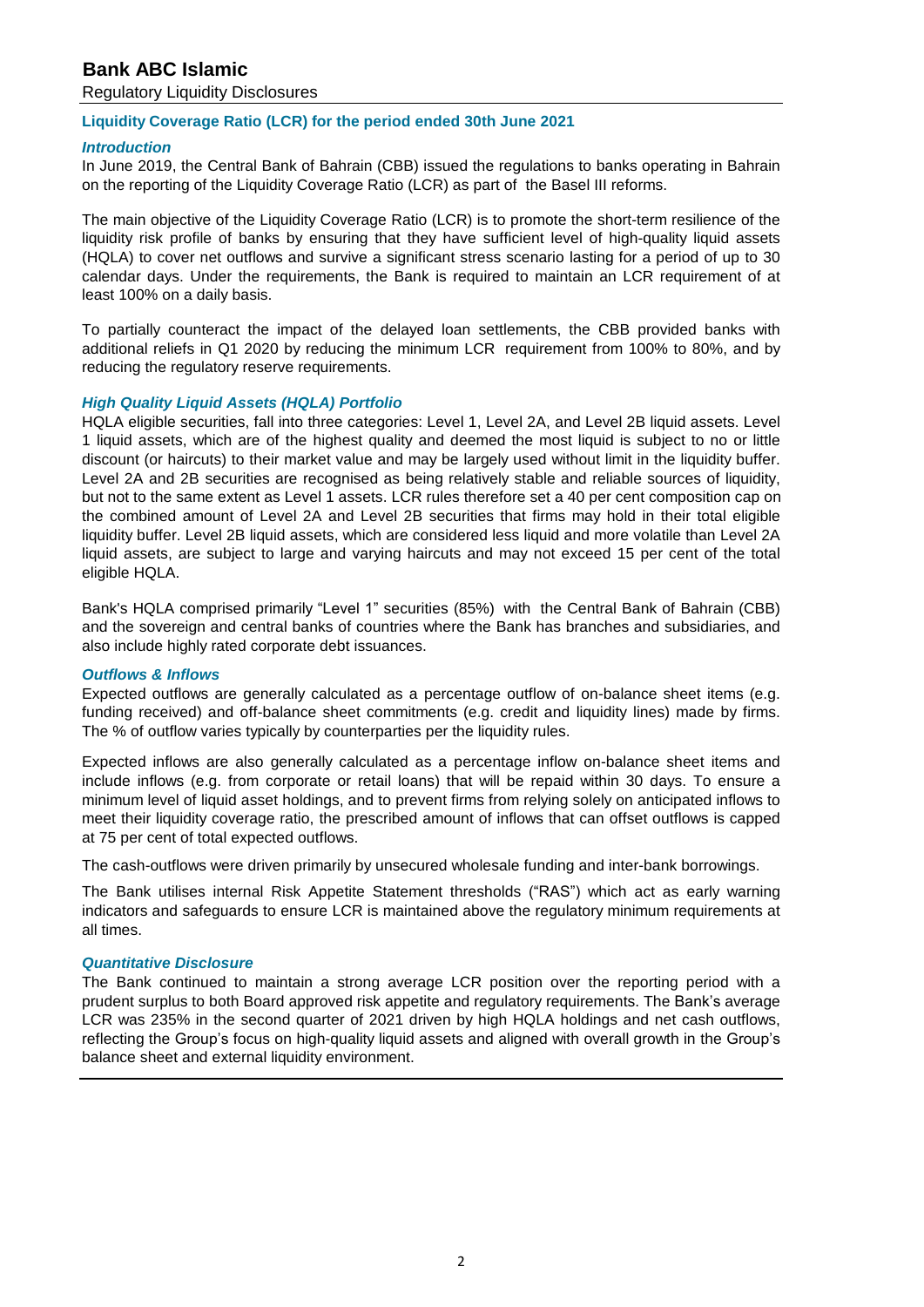# Bank ABC Islamic

Regulatory Liquidity Disclosures

## Liquidity Coverage Ratio (LCR) for the period ended 30th June 2021

### *Introduction*

In June 2019, the Central Bank of Bahrain (CBB) issued the regulations to banks operating in Bahrain on the reporting of the Liquidity Coverage Ratio (LCR) as part of the Basel III reforms.

The main objective of the Liquidity Coverage Ratio (LCR) is to promote the short-term resilience of the liquidity risk profile of banks by ensuring that they have sufficient level of high-quality liquid assets (HQLA) to cover net outflows and survive a significant stress scenario lasting for a period of up to 30 calendar days. Under the requirements, the Bank is required to maintain an LCR requirement of at least 100% on a daily basis.

To partially counteract the impact of the delayed loan settlements, the CBB provided banks with additional reliefs in Q1 2020 by reducing the minimum LCR requirement from 100% to 80%, and by reducing the regulatory reserve requirements.

### *High Quality Liquid Assets (HQLA) Portfolio*

HQLA eligible securities, fall into three categories: Level 1, Level 2A, and Level 2B liquid assets. Level 1 liquid assets, which are of the highest quality and deemed the most liquid is subject to no or little discount (or haircuts) to their market value and may be largely used without limit in the liquidity buffer. Level 2A and 2B securities are recognised as being relatively stable and reliable sources of liquidity, but not to the same extent as Level 1 assets. LCR rules therefore set a 40 per cent composition cap on the combined amount of Level 2A and Level 2B securities that firms may hold in their total eligible liquidity buffer. Level 2B liquid assets, which are considered less liquid and more volatile than Level 2A liquid assets, are subject to large and varying haircuts and may not exceed 15 per cent of the total eligible HQLA.

Bank's HQLA comprised primarily "Level 1" securities (85%) with the Central Bank of Bahrain (CBB) and the sovereign and central banks of countries where the Bank has branches and subsidiaries, and also include highly rated corporate debt issuances.

### *Outflows & Inflows*

Expected outflows are generally calculated as a percentage outflow of on-balance sheet items (e.g. funding received) and off-balance sheet commitments (e.g. credit and liquidity lines) made by firms. The % of outflow varies typically by counterparties per the liquidity rules.

Expected inflows are also generally calculated as a percentage inflow on-balance sheet items and include inflows (e.g. from corporate or retail loans) that will be repaid within 30 days. To ensure a minimum level of liquid asset holdings, and to prevent firms from relying solely on anticipated inflows to meet their liquidity coverage ratio, the prescribed amount of inflows that can offset outflows is capped at 75 per cent of total expected outflows.

The cash-outflows were driven primarily by unsecured wholesale funding and inter-bank borrowings.

The Bank utilises internal Risk Appetite Statement thresholds ("RAS") which act as early warning indicators and safeguards to ensure LCR is maintained above the regulatory minimum requirements at all times.

### *Quantitative Disclosure*

The Bank continued to maintain a strong average LCR position over the reporting period with a prudent surplus to both Board approved risk appetite and regulatory requirements. The Bank's average LCR was 235% in the second quarter of 2021 driven by high HQLA holdings and net cash outflows, reflecting the Group's focus on high-quality liquid assets and aligned with overall growth in the Group's balance sheet and external liquidity environment.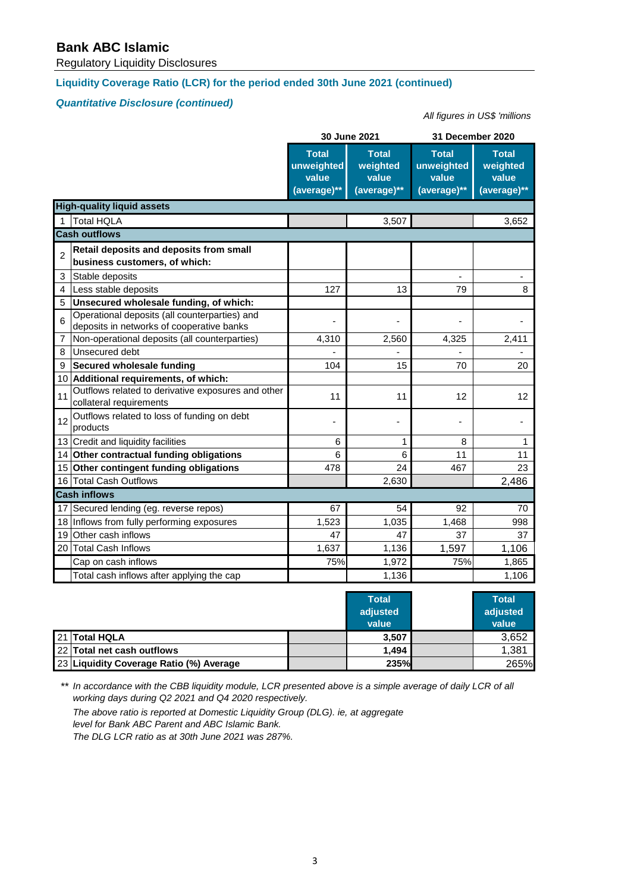# Bank ABC Islamic

Regulatory Liquidity Disclosures

## Liquidity Coverage Ratio (LCR) for the period ended 30th June 2021 (continued)

### *Quantitative Disclosure (continued)*

*All figures in US$ 'millions*

| | | 30 June 2021 | | 31 December 2020 | |
|---|---|---|---|---|---|
| | | **Total unweighted value (average)**** | **Total weighted value (average)**** | **Total unweighted value (average)**** | **Total weighted value (average)**** |
| **High-quality liquid assets** | | | | | |
| 1 | Total HQLA | | 3,507 | | 3,652 |
| **Cash outflows** | | | | | |
| 2 | **Retail deposits and deposits from small business customers, of which:** | | | | |
| 3 | Stable deposits | | | - | - |
| 4 | Less stable deposits | 127 | 13 | 79 | 8 |
| 5 | **Unsecured wholesale funding, of which:** | | | | |
| 6 | Operational deposits (all counterparties) and deposits in networks of cooperative banks | - | - | - | - |
| 7 | Non-operational deposits (all counterparties) | 4,310 | 2,560 | 4,325 | 2,411 |
| 8 | Unsecured debt | - | - | - | - |
| 9 | **Secured wholesale funding** | 104 | 15 | 70 | 20 |
| 10 | **Additional requirements, of which:** | | | | |
| 11 | Outflows related to derivative exposures and other collateral requirements | 11 | 11 | 12 | 12 |
| 12 | Outflows related to loss of funding on debt products | - | - | - | - |
| 13 | Credit and liquidity facilities | 6 | 1 | 8 | 1 |
| 14 | **Other contractual funding obligations** | 6 | 6 | 11 | 11 |
| 15 | **Other contingent funding obligations** | 478 | 24 | 467 | 23 |
| 16 | Total Cash Outflows | | 2,630 | | 2,486 |
| **Cash inflows** | | | | | |
| 17 | Secured lending (eg. reverse repos) | 67 | 54 | 92 | 70 |
| 18 | Inflows from fully performing exposures | 1,523 | 1,035 | 1,468 | 998 |
| 19 | Other cash inflows | 47 | 47 | 37 | 37 |
| 20 | Total Cash Inflows | 1,637 | 1,136 | 1,597 | 1,106 |
| | Cap on cash inflows | 75% | 1,972 | 75% | 1,865 |
| | Total cash inflows after applying the cap | | 1,136 | | 1,106 |

| | | | **Total adjusted value** | | **Total adjusted value** |
|---|---|---|---|---|---|
| 21 | **Total HQLA** | | **3,507** | | 3,652 |
| 22 | **Total net cash outflows** | | **1,494** | | 1,381 |
| 23 | **Liquidity Coverage Ratio (%) Average** | | **235%** | | 265% |

** *In accordance with the CBB liquidity module, LCR presented above is a simple average of daily LCR of all working days during Q2 2021 and Q4 2020 respectively.*

*The above ratio is reported at Domestic Liquidity Group (DLG). ie, at aggregate level for Bank ABC Parent and ABC Islamic Bank.*

*The DLG LCR ratio as at 30th June 2021 was 287%.*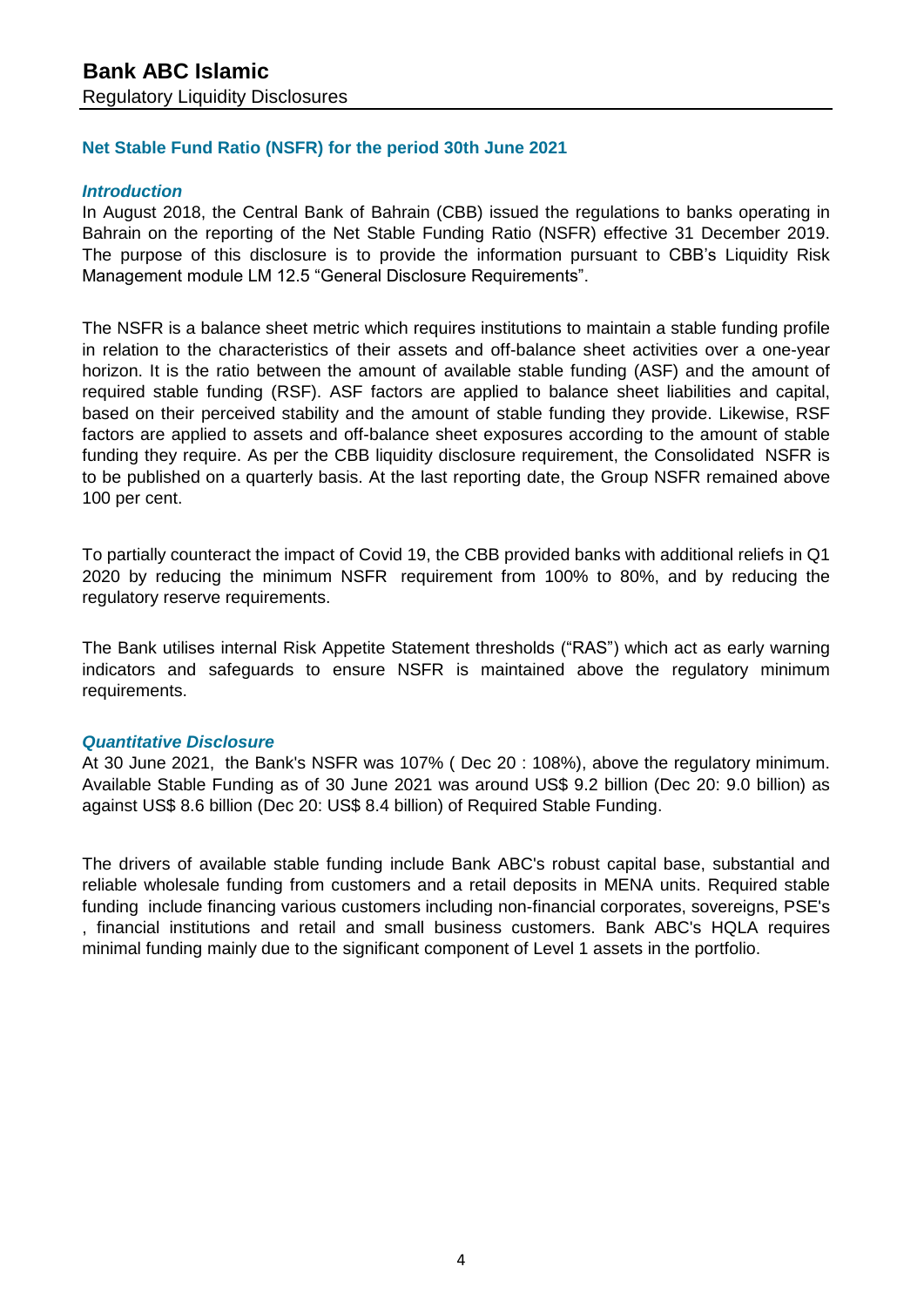# Bank ABC Islamic

Regulatory Liquidity Disclosures

## Net Stable Fund Ratio (NSFR) for the period 30th June 2021

### *Introduction*

In August 2018, the Central Bank of Bahrain (CBB) issued the regulations to banks operating in Bahrain on the reporting of the Net Stable Funding Ratio (NSFR) effective 31 December 2019. The purpose of this disclosure is to provide the information pursuant to CBB's Liquidity Risk Management module LM 12.5 "General Disclosure Requirements".

The NSFR is a balance sheet metric which requires institutions to maintain a stable funding profile in relation to the characteristics of their assets and off-balance sheet activities over a one-year horizon. It is the ratio between the amount of available stable funding (ASF) and the amount of required stable funding (RSF). ASF factors are applied to balance sheet liabilities and capital, based on their perceived stability and the amount of stable funding they provide. Likewise, RSF factors are applied to assets and off-balance sheet exposures according to the amount of stable funding they require. As per the CBB liquidity disclosure requirement, the Consolidated NSFR is to be published on a quarterly basis. At the last reporting date, the Group NSFR remained above 100 per cent.

To partially counteract the impact of Covid 19, the CBB provided banks with additional reliefs in Q1 2020 by reducing the minimum NSFR requirement from 100% to 80%, and by reducing the regulatory reserve requirements.

The Bank utilises internal Risk Appetite Statement thresholds ("RAS") which act as early warning indicators and safeguards to ensure NSFR is maintained above the regulatory minimum requirements.

### *Quantitative Disclosure*

At 30 June 2021, the Bank's NSFR was 107% ( Dec 20 : 108%), above the regulatory minimum. Available Stable Funding as of 30 June 2021 was around US$ 9.2 billion (Dec 20: 9.0 billion) as against US$ 8.6 billion (Dec 20: US$ 8.4 billion) of Required Stable Funding.

The drivers of available stable funding include Bank ABC's robust capital base, substantial and reliable wholesale funding from customers and a retail deposits in MENA units. Required stable funding include financing various customers including non-financial corporates, sovereigns, PSE's , financial institutions and retail and small business customers. Bank ABC's HQLA requires minimal funding mainly due to the significant component of Level 1 assets in the portfolio.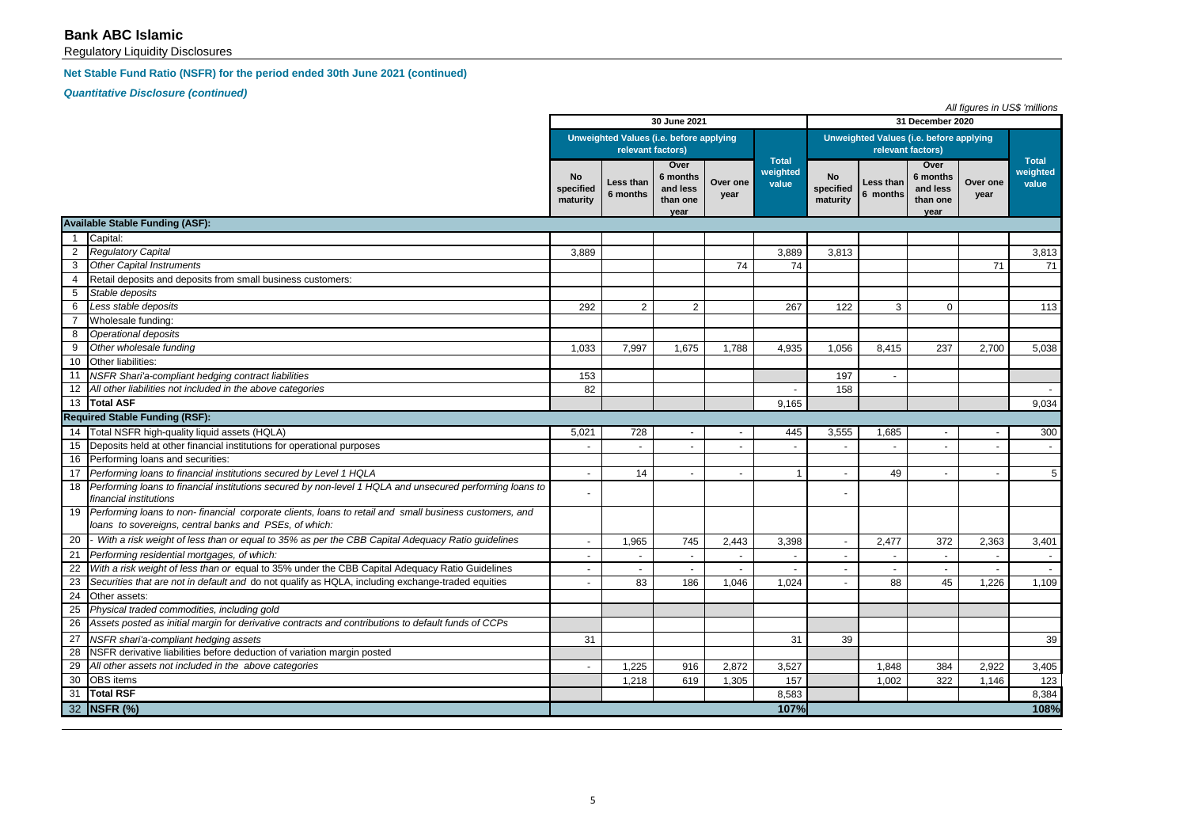# Bank ABC Islamic

Regulatory Liquidity Disclosures

### Net Stable Fund Ratio (NSFR) for the period ended 30th June 2021 (continued)

***Quantitative Disclosure (continued)***

*All figures in US$ 'millions*

| | | 30 June 2021 | | | | | 31 December 2020 | | | | |
|---|---|---|---|---|---|---|---|---|---|---|---|
| | | Unweighted Values (i.e. before applying relevant factors) | | | | Total weighted value | Unweighted Values (i.e. before applying relevant factors) | | | | Total weighted value |
| | | No specified maturity | Less than 6 months | Over 6 months and less than one year | Over one year | | No specified maturity | Less than 6 months | Over 6 months and less than one year | Over one year | |
| | **Available Stable Funding (ASF):** | | | | | | | | | | |
| 1 | Capital: | | | | | | | | | | |
| 2 | *Regulatory Capital* | 3,889 | | | | 3,889 | 3,813 | | | | 3,813 |
| 3 | *Other Capital Instruments* | | | | 74 | 74 | | | | 71 | 71 |
| 4 | Retail deposits and deposits from small business customers: | | | | | | | | | | |
| 5 | *Stable deposits* | | | | | | | | | | |
| 6 | *Less stable deposits* | 292 | 2 | 2 | | 267 | 122 | 3 | 0 | | 113 |
| 7 | Wholesale funding: | | | | | | | | | | |
| 8 | *Operational deposits* | | | | | | | | | | |
| 9 | *Other wholesale funding* | 1,033 | 7,997 | 1,675 | 1,788 | 4,935 | 1,056 | 8,415 | 237 | 2,700 | 5,038 |
| 10 | Other liabilities: | | | | | | | | | | |
| 11 | *NSFR Shari'a-compliant hedging contract liabilities* | 153 | | | | | 197 | - | | | |
| 12 | *All other liabilities not included in the above categories* | 82 | | | | - | 158 | | | | - |
| 13 | **Total ASF** | | | | | 9,165 | | | | | 9,034 |
| | **Required Stable Funding (RSF):** | | | | | | | | | | |
| 14 | Total NSFR high-quality liquid assets (HQLA) | 5,021 | 728 | - | - | 445 | 3,555 | 1,685 | - | - | 300 |
| 15 | Deposits held at other financial institutions for operational purposes | - | - | - | - | - | - | - | - | - | - |
| 16 | Performing loans and securities: | | | | | | | | | | |
| 17 | *Performing loans to financial institutions secured by Level 1 HQLA* | - | 14 | - | - | 1 | - | 49 | - | - | 5 |
| 18 | *Performing loans to financial institutions secured by non-level 1 HQLA and unsecured performing loans to financial institutions* | - | | | | | - | | | | |
| 19 | *Performing loans to non- financial corporate clients, loans to retail and small business customers, and loans to sovereigns, central banks and PSEs, of which:* | | | | | | | | | | |
| 20 | *- With a risk weight of less than or equal to 35% as per the CBB Capital Adequacy Ratio guidelines* | - | 1,965 | 745 | 2,443 | 3,398 | - | 2,477 | 372 | 2,363 | 3,401 |
| 21 | *Performing residential mortgages, of which:* | - | - | - | - | - | - | - | - | - | - |
| 22 | *With a risk weight of less than or equal to 35% under the CBB Capital Adequacy Ratio Guidelines* | - | - | - | - | - | - | - | - | - | - |
| 23 | *Securities that are not in default and do not qualify as HQLA, including exchange-traded equities* | - | 83 | 186 | 1,046 | 1,024 | - | 88 | 45 | 1,226 | 1,109 |
| 24 | Other assets: | | | | | | | | | | |
| 25 | *Physical traded commodities, including gold* | | | | | | | | | | |
| 26 | *Assets posted as initial margin for derivative contracts and contributions to default funds of CCPs* | | | | | | | | | | |
| 27 | *NSFR shari'a-compliant hedging assets* | 31 | | | | 31 | 39 | | | | 39 |
| 28 | NSFR derivative liabilities before deduction of variation margin posted | | | | | | | | | | |
| 29 | *All other assets not included in the above categories* | - | 1,225 | 916 | 2,872 | 3,527 | | 1,848 | 384 | 2,922 | 3,405 |
| 30 | OBS items | | 1,218 | 619 | 1,305 | 157 | | 1,002 | 322 | 1,146 | 123 |
| 31 | **Total RSF** | | | | | 8,583 | | | | | 8,384 |
| 32 | **NSFR (%)** | | | | | **107%** | | | | | **108%** |